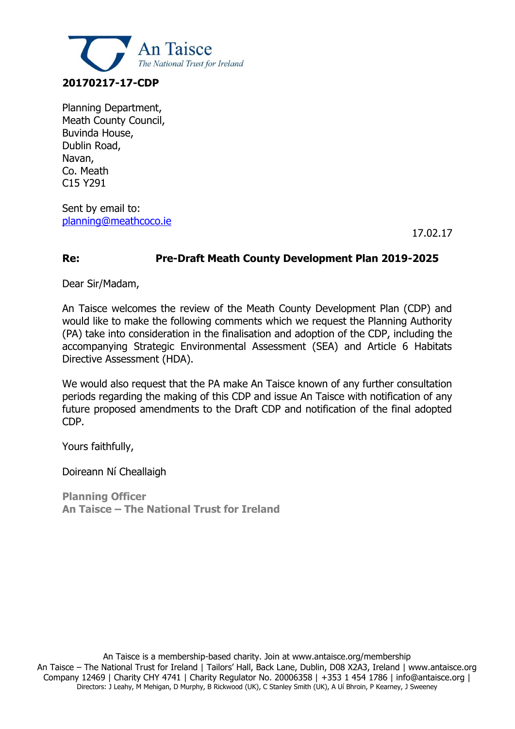An Taisce
*The National Trust for Ireland*

**20170217-17-CDP**

Planning Department,
Meath County Council,
Buvinda House,
Dublin Road,
Navan,
Co. Meath
C15 Y291

Sent by email to:
planning@meathcoco.ie

17.02.17

**Re: Pre-Draft Meath County Development Plan 2019-2025**

Dear Sir/Madam,

An Taisce welcomes the review of the Meath County Development Plan (CDP) and would like to make the following comments which we request the Planning Authority (PA) take into consideration in the finalisation and adoption of the CDP, including the accompanying Strategic Environmental Assessment (SEA) and Article 6 Habitats Directive Assessment (HDA).

We would also request that the PA make An Taisce known of any further consultation periods regarding the making of this CDP and issue An Taisce with notification of any future proposed amendments to the Draft CDP and notification of the final adopted CDP.

Yours faithfully,

Doireann Ní Cheallaigh

**Planning Officer**
**An Taisce – The National Trust for Ireland**

An Taisce is a membership-based charity. Join at www.antaisce.org/membership
An Taisce – The National Trust for Ireland | Tailors' Hall, Back Lane, Dublin, D08 X2A3, Ireland | www.antaisce.org
Company 12469 | Charity CHY 4741 | Charity Regulator No. 20006358 | +353 1 454 1786 | info@antaisce.org |
Directors: J Leahy, M Mehigan, D Murphy, B Rickwood (UK), C Stanley Smith (UK), A Uí Bhroin, P Kearney, J Sweeney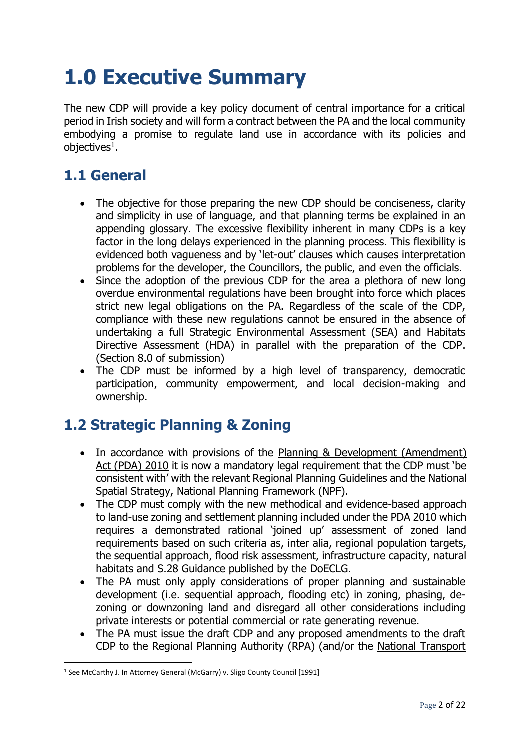# 1.0 Executive Summary

The new CDP will provide a key policy document of central importance for a critical period in Irish society and will form a contract between the PA and the local community embodying a promise to regulate land use in accordance with its policies and objectives[1].

## 1.1 General

- The objective for those preparing the new CDP should be conciseness, clarity and simplicity in use of language, and that planning terms be explained in an appending glossary. The excessive flexibility inherent in many CDPs is a key factor in the long delays experienced in the planning process. This flexibility is evidenced both vagueness and by 'let-out' clauses which causes interpretation problems for the developer, the Councillors, the public, and even the officials.
- Since the adoption of the previous CDP for the area a plethora of new long overdue environmental regulations have been brought into force which places strict new legal obligations on the PA. Regardless of the scale of the CDP, compliance with these new regulations cannot be ensured in the absence of undertaking a full Strategic Environmental Assessment (SEA) and Habitats Directive Assessment (HDA) in parallel with the preparation of the CDP. (Section 8.0 of submission)
- The CDP must be informed by a high level of transparency, democratic participation, community empowerment, and local decision-making and ownership.

## 1.2 Strategic Planning & Zoning

- In accordance with provisions of the Planning & Development (Amendment) Act (PDA) 2010 it is now a mandatory legal requirement that the CDP must 'be consistent with' with the relevant Regional Planning Guidelines and the National Spatial Strategy, National Planning Framework (NPF).
- The CDP must comply with the new methodical and evidence-based approach to land-use zoning and settlement planning included under the PDA 2010 which requires a demonstrated rational 'joined up' assessment of zoned land requirements based on such criteria as, inter alia, regional population targets, the sequential approach, flood risk assessment, infrastructure capacity, natural habitats and S.28 Guidance published by the DoECLG.
- The PA must only apply considerations of proper planning and sustainable development (i.e. sequential approach, flooding etc) in zoning, phasing, de-zoning or downzoning land and disregard all other considerations including private interests or potential commercial or rate generating revenue.
- The PA must issue the draft CDP and any proposed amendments to the draft CDP to the Regional Planning Authority (RPA) (and/or the National Transport

[1] See McCarthy J. In Attorney General (McGarry) v. Sligo County Council [1991]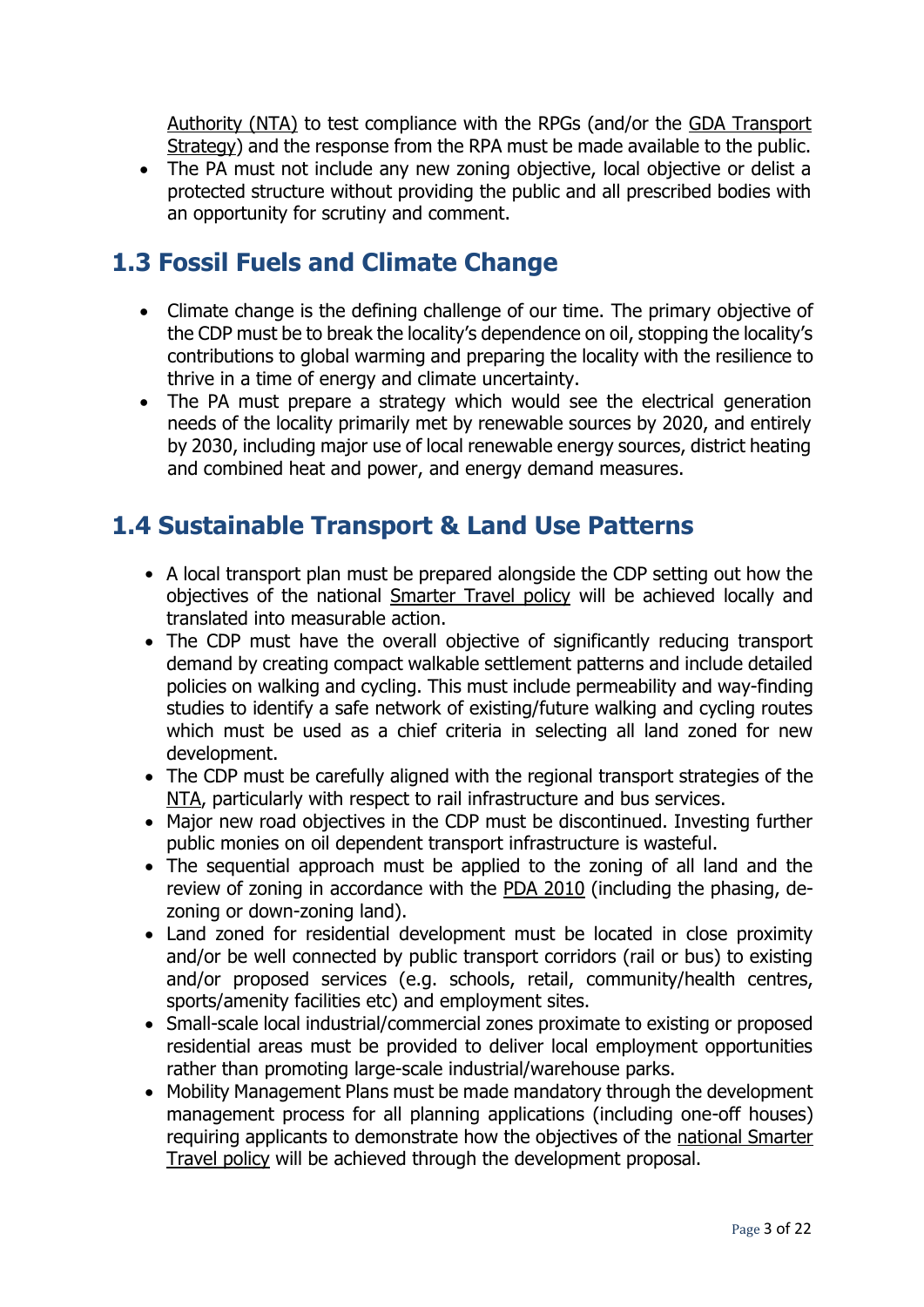Authority (NTA) to test compliance with the RPGs (and/or the GDA Transport Strategy) and the response from the RPA must be made available to the public.
- The PA must not include any new zoning objective, local objective or delist a protected structure without providing the public and all prescribed bodies with an opportunity for scrutiny and comment.

## 1.3 Fossil Fuels and Climate Change

- Climate change is the defining challenge of our time. The primary objective of the CDP must be to break the locality's dependence on oil, stopping the locality's contributions to global warming and preparing the locality with the resilience to thrive in a time of energy and climate uncertainty.
- The PA must prepare a strategy which would see the electrical generation needs of the locality primarily met by renewable sources by 2020, and entirely by 2030, including major use of local renewable energy sources, district heating and combined heat and power, and energy demand measures.

## 1.4 Sustainable Transport & Land Use Patterns

- A local transport plan must be prepared alongside the CDP setting out how the objectives of the national Smarter Travel policy will be achieved locally and translated into measurable action.
- The CDP must have the overall objective of significantly reducing transport demand by creating compact walkable settlement patterns and include detailed policies on walking and cycling. This must include permeability and way-finding studies to identify a safe network of existing/future walking and cycling routes which must be used as a chief criteria in selecting all land zoned for new development.
- The CDP must be carefully aligned with the regional transport strategies of the NTA, particularly with respect to rail infrastructure and bus services.
- Major new road objectives in the CDP must be discontinued. Investing further public monies on oil dependent transport infrastructure is wasteful.
- The sequential approach must be applied to the zoning of all land and the review of zoning in accordance with the PDA 2010 (including the phasing, de-zoning or down-zoning land).
- Land zoned for residential development must be located in close proximity and/or be well connected by public transport corridors (rail or bus) to existing and/or proposed services (e.g. schools, retail, community/health centres, sports/amenity facilities etc) and employment sites.
- Small-scale local industrial/commercial zones proximate to existing or proposed residential areas must be provided to deliver local employment opportunities rather than promoting large-scale industrial/warehouse parks.
- Mobility Management Plans must be made mandatory through the development management process for all planning applications (including one-off houses) requiring applicants to demonstrate how the objectives of the national Smarter Travel policy will be achieved through the development proposal.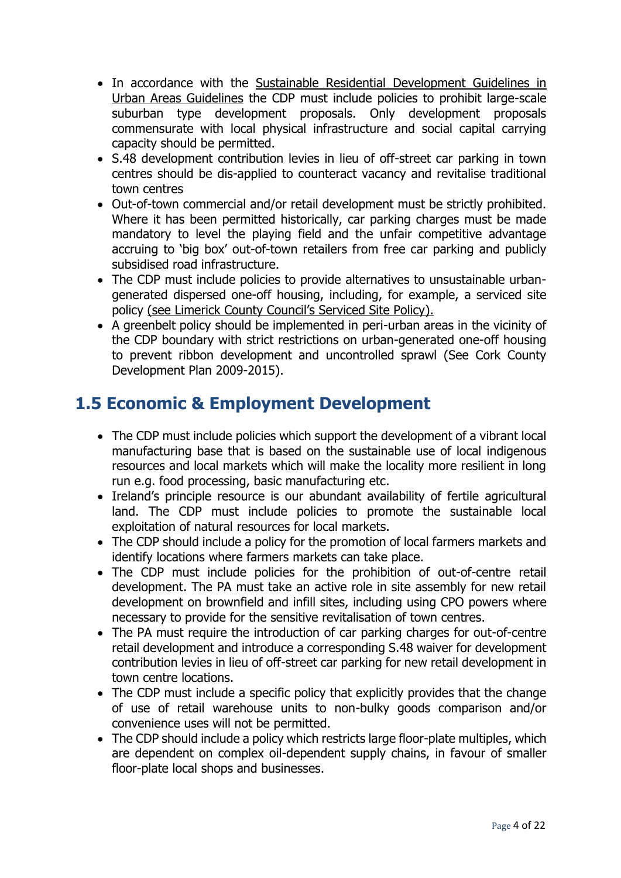- In accordance with the Sustainable Residential Development Guidelines in Urban Areas Guidelines the CDP must include policies to prohibit large-scale suburban type development proposals. Only development proposals commensurate with local physical infrastructure and social capital carrying capacity should be permitted.
- S.48 development contribution levies in lieu of off-street car parking in town centres should be dis-applied to counteract vacancy and revitalise traditional town centres
- Out-of-town commercial and/or retail development must be strictly prohibited. Where it has been permitted historically, car parking charges must be made mandatory to level the playing field and the unfair competitive advantage accruing to 'big box' out-of-town retailers from free car parking and publicly subsidised road infrastructure.
- The CDP must include policies to provide alternatives to unsustainable urban-generated dispersed one-off housing, including, for example, a serviced site policy (see Limerick County Council's Serviced Site Policy).
- A greenbelt policy should be implemented in peri-urban areas in the vicinity of the CDP boundary with strict restrictions on urban-generated one-off housing to prevent ribbon development and uncontrolled sprawl (See Cork County Development Plan 2009-2015).

## 1.5 Economic & Employment Development

- The CDP must include policies which support the development of a vibrant local manufacturing base that is based on the sustainable use of local indigenous resources and local markets which will make the locality more resilient in long run e.g. food processing, basic manufacturing etc.
- Ireland's principle resource is our abundant availability of fertile agricultural land. The CDP must include policies to promote the sustainable local exploitation of natural resources for local markets.
- The CDP should include a policy for the promotion of local farmers markets and identify locations where farmers markets can take place.
- The CDP must include policies for the prohibition of out-of-centre retail development. The PA must take an active role in site assembly for new retail development on brownfield and infill sites, including using CPO powers where necessary to provide for the sensitive revitalisation of town centres.
- The PA must require the introduction of car parking charges for out-of-centre retail development and introduce a corresponding S.48 waiver for development contribution levies in lieu of off-street car parking for new retail development in town centre locations.
- The CDP must include a specific policy that explicitly provides that the change of use of retail warehouse units to non-bulky goods comparison and/or convenience uses will not be permitted.
- The CDP should include a policy which restricts large floor-plate multiples, which are dependent on complex oil-dependent supply chains, in favour of smaller floor-plate local shops and businesses.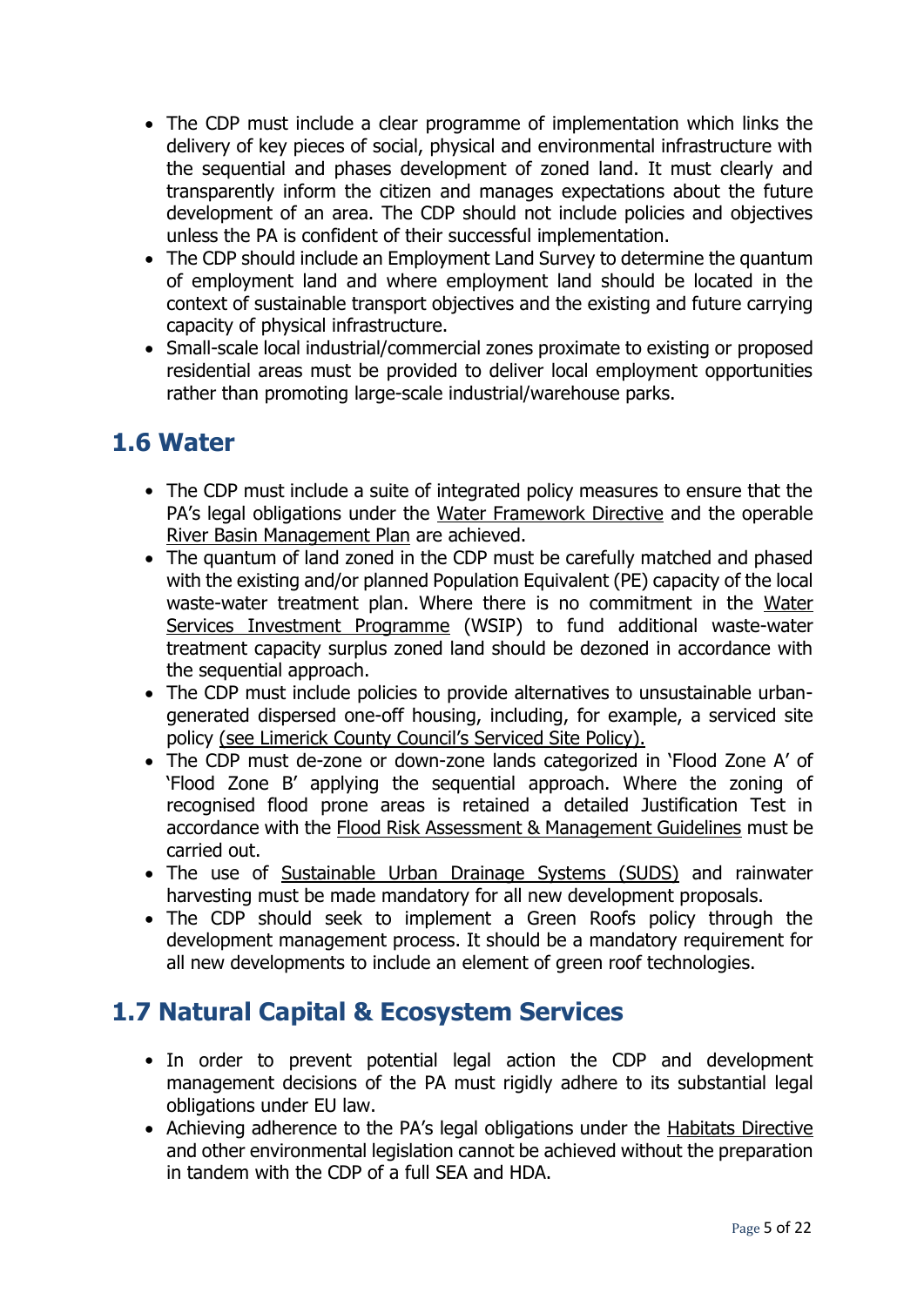- The CDP must include a clear programme of implementation which links the delivery of key pieces of social, physical and environmental infrastructure with the sequential and phases development of zoned land. It must clearly and transparently inform the citizen and manages expectations about the future development of an area. The CDP should not include policies and objectives unless the PA is confident of their successful implementation.
- The CDP should include an Employment Land Survey to determine the quantum of employment land and where employment land should be located in the context of sustainable transport objectives and the existing and future carrying capacity of physical infrastructure.
- Small-scale local industrial/commercial zones proximate to existing or proposed residential areas must be provided to deliver local employment opportunities rather than promoting large-scale industrial/warehouse parks.

## 1.6 Water

- The CDP must include a suite of integrated policy measures to ensure that the PA's legal obligations under the Water Framework Directive and the operable River Basin Management Plan are achieved.
- The quantum of land zoned in the CDP must be carefully matched and phased with the existing and/or planned Population Equivalent (PE) capacity of the local waste-water treatment plan. Where there is no commitment in the Water Services Investment Programme (WSIP) to fund additional waste-water treatment capacity surplus zoned land should be dezoned in accordance with the sequential approach.
- The CDP must include policies to provide alternatives to unsustainable urban-generated dispersed one-off housing, including, for example, a serviced site policy (see Limerick County Council's Serviced Site Policy).
- The CDP must de-zone or down-zone lands categorized in 'Flood Zone A' of 'Flood Zone B' applying the sequential approach. Where the zoning of recognised flood prone areas is retained a detailed Justification Test in accordance with the Flood Risk Assessment & Management Guidelines must be carried out.
- The use of Sustainable Urban Drainage Systems (SUDS) and rainwater harvesting must be made mandatory for all new development proposals.
- The CDP should seek to implement a Green Roofs policy through the development management process. It should be a mandatory requirement for all new developments to include an element of green roof technologies.

## 1.7 Natural Capital & Ecosystem Services

- In order to prevent potential legal action the CDP and development management decisions of the PA must rigidly adhere to its substantial legal obligations under EU law.
- Achieving adherence to the PA's legal obligations under the Habitats Directive and other environmental legislation cannot be achieved without the preparation in tandem with the CDP of a full SEA and HDA.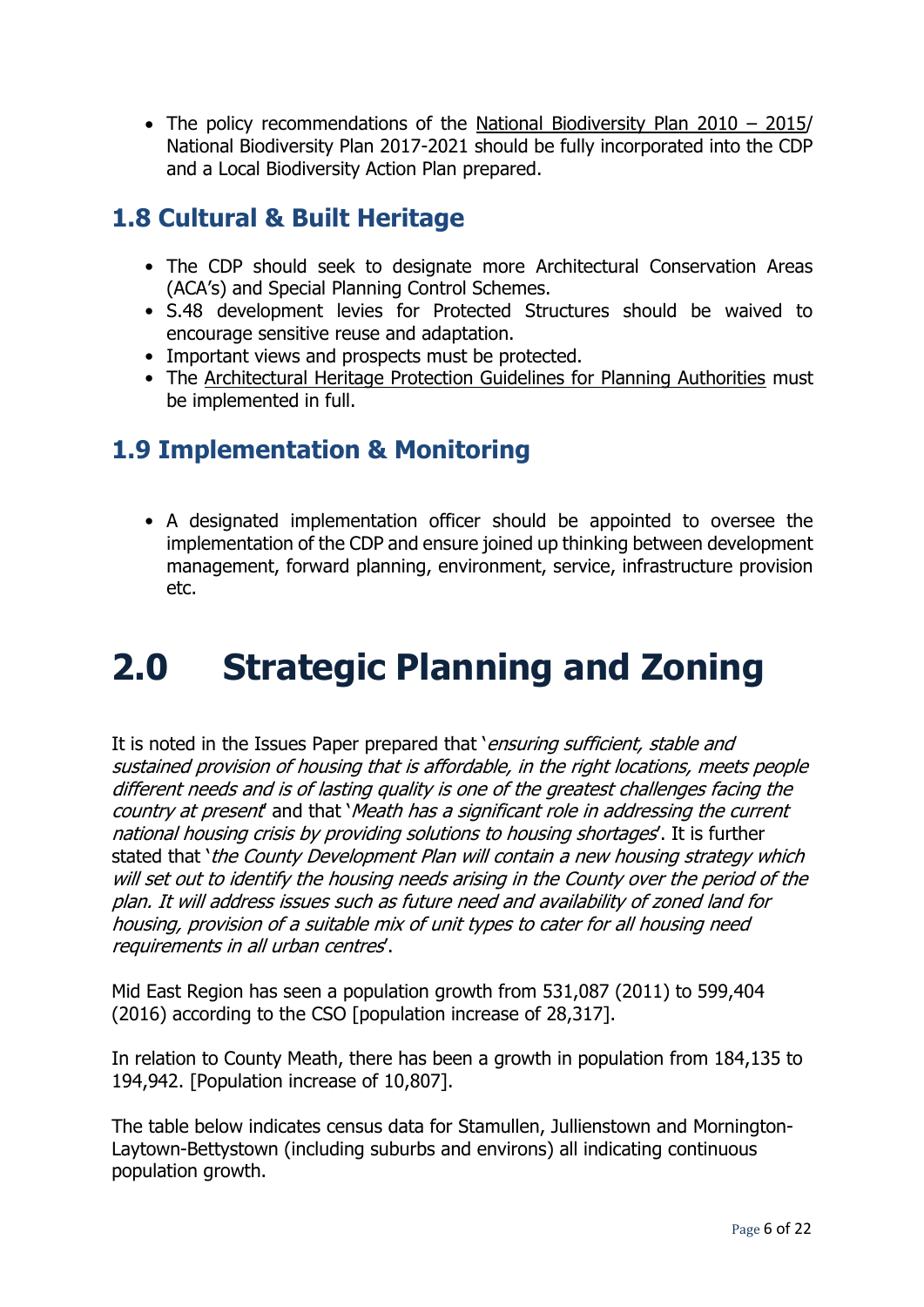- The policy recommendations of the National Biodiversity Plan 2010 – 2015/ National Biodiversity Plan 2017-2021 should be fully incorporated into the CDP and a Local Biodiversity Action Plan prepared.

## 1.8 Cultural & Built Heritage

- The CDP should seek to designate more Architectural Conservation Areas (ACA's) and Special Planning Control Schemes.
- S.48 development levies for Protected Structures should be waived to encourage sensitive reuse and adaptation.
- Important views and prospects must be protected.
- The Architectural Heritage Protection Guidelines for Planning Authorities must be implemented in full.

## 1.9 Implementation & Monitoring

- A designated implementation officer should be appointed to oversee the implementation of the CDP and ensure joined up thinking between development management, forward planning, environment, service, infrastructure provision etc.

# 2.0 Strategic Planning and Zoning

It is noted in the Issues Paper prepared that '*ensuring sufficient, stable and sustained provision of housing that is affordable, in the right locations, meets people different needs and is of lasting quality is one of the greatest challenges facing the country at present*' and that '*Meath has a significant role in addressing the current national housing crisis by providing solutions to housing shortages*'. It is further stated that '*the County Development Plan will contain a new housing strategy which will set out to identify the housing needs arising in the County over the period of the plan. It will address issues such as future need and availability of zoned land for housing, provision of a suitable mix of unit types to cater for all housing need requirements in all urban centres*'.

Mid East Region has seen a population growth from 531,087 (2011) to 599,404 (2016) according to the CSO [population increase of 28,317].

In relation to County Meath, there has been a growth in population from 184,135 to 194,942. [Population increase of 10,807].

The table below indicates census data for Stamullen, Jullienstown and Mornington-Laytown-Bettystown (including suburbs and environs) all indicating continuous population growth.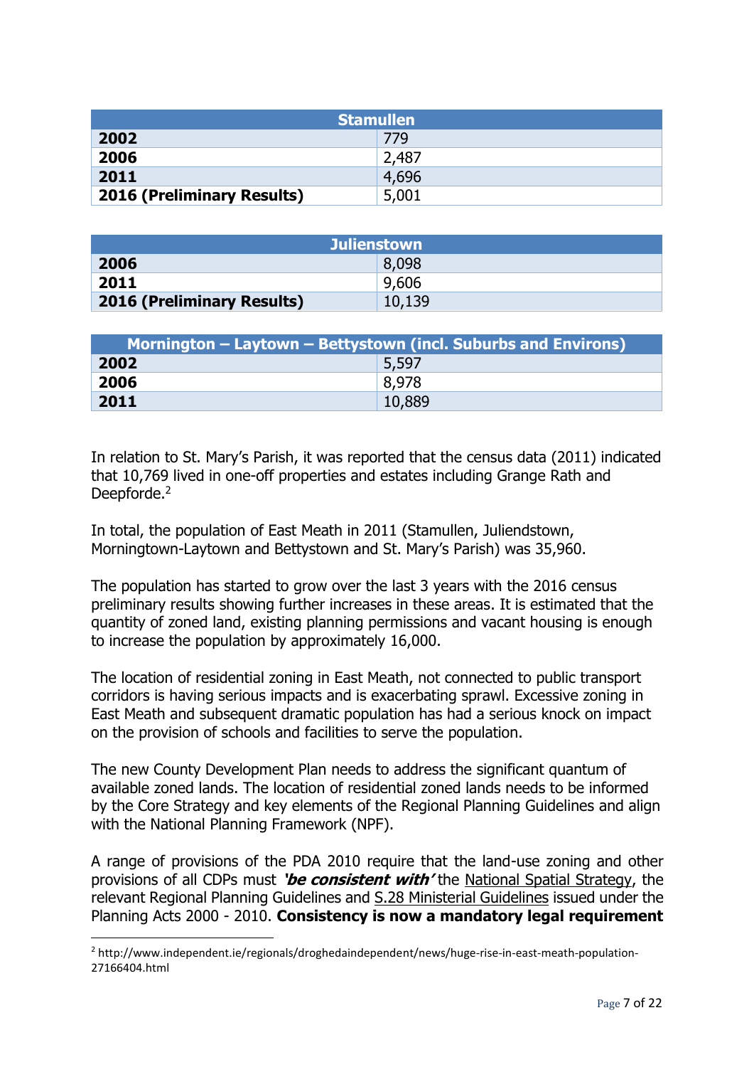| Stamullen | |
|---|---|
| **2002** | 779 |
| **2006** | 2,487 |
| **2011** | 4,696 |
| **2016 (Preliminary Results)** | 5,001 |

| Julienstown | |
|---|---|
| **2006** | 8,098 |
| **2011** | 9,606 |
| **2016 (Preliminary Results)** | 10,139 |

| Mornington – Laytown – Bettystown (incl. Suburbs and Environs) | |
|---|---|
| **2002** | 5,597 |
| **2006** | 8,978 |
| **2011** | 10,889 |

In relation to St. Mary's Parish, it was reported that the census data (2011) indicated that 10,769 lived in one-off properties and estates including Grange Rath and Deepforde.[2]

In total, the population of East Meath in 2011 (Stamullen, Juliendstown, Morningtown-Laytown and Bettystown and St. Mary's Parish) was 35,960.

The population has started to grow over the last 3 years with the 2016 census preliminary results showing further increases in these areas. It is estimated that the quantity of zoned land, existing planning permissions and vacant housing is enough to increase the population by approximately 16,000.

The location of residential zoning in East Meath, not connected to public transport corridors is having serious impacts and is exacerbating sprawl. Excessive zoning in East Meath and subsequent dramatic population has had a serious knock on impact on the provision of schools and facilities to serve the population.

The new County Development Plan needs to address the significant quantum of available zoned lands. The location of residential zoned lands needs to be informed by the Core Strategy and key elements of the Regional Planning Guidelines and align with the National Planning Framework (NPF).

A range of provisions of the PDA 2010 require that the land-use zoning and other provisions of all CDPs must ***'be consistent with'*** the National Spatial Strategy, the relevant Regional Planning Guidelines and S.28 Ministerial Guidelines issued under the Planning Acts 2000 - 2010. **Consistency is now a mandatory legal requirement**

[2] http://www.independent.ie/regionals/droghedaindependent/news/huge-rise-in-east-meath-population-27166404.html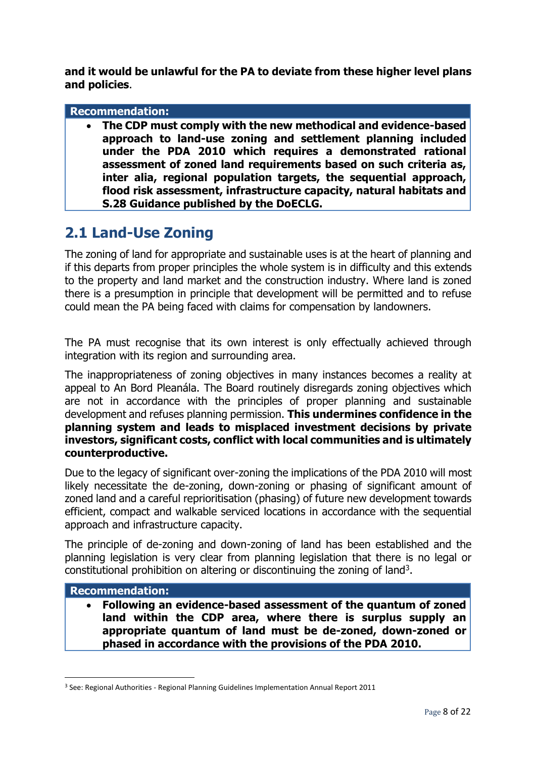**and it would be unlawful for the PA to deviate from these higher level plans and policies**.

**Recommendation:**

- **The CDP must comply with the new methodical and evidence-based approach to land-use zoning and settlement planning included under the PDA 2010 which requires a demonstrated rational assessment of zoned land requirements based on such criteria as, inter alia, regional population targets, the sequential approach, flood risk assessment, infrastructure capacity, natural habitats and S.28 Guidance published by the DoECLG.**

## 2.1 Land-Use Zoning

The zoning of land for appropriate and sustainable uses is at the heart of planning and if this departs from proper principles the whole system is in difficulty and this extends to the property and land market and the construction industry. Where land is zoned there is a presumption in principle that development will be permitted and to refuse could mean the PA being faced with claims for compensation by landowners.

The PA must recognise that its own interest is only effectually achieved through integration with its region and surrounding area.

The inappropriateness of zoning objectives in many instances becomes a reality at appeal to An Bord Pleanála. The Board routinely disregards zoning objectives which are not in accordance with the principles of proper planning and sustainable development and refuses planning permission. **This undermines confidence in the planning system and leads to misplaced investment decisions by private investors, significant costs, conflict with local communities and is ultimately counterproductive.**

Due to the legacy of significant over-zoning the implications of the PDA 2010 will most likely necessitate the de-zoning, down-zoning or phasing of significant amount of zoned land and a careful reprioritisation (phasing) of future new development towards efficient, compact and walkable serviced locations in accordance with the sequential approach and infrastructure capacity.

The principle of de-zoning and down-zoning of land has been established and the planning legislation is very clear from planning legislation that there is no legal or constitutional prohibition on altering or discontinuing the zoning of land[3].

**Recommendation:**

- **Following an evidence-based assessment of the quantum of zoned land within the CDP area, where there is surplus supply an appropriate quantum of land must be de-zoned, down-zoned or phased in accordance with the provisions of the PDA 2010.**

[3] See: Regional Authorities - Regional Planning Guidelines Implementation Annual Report 2011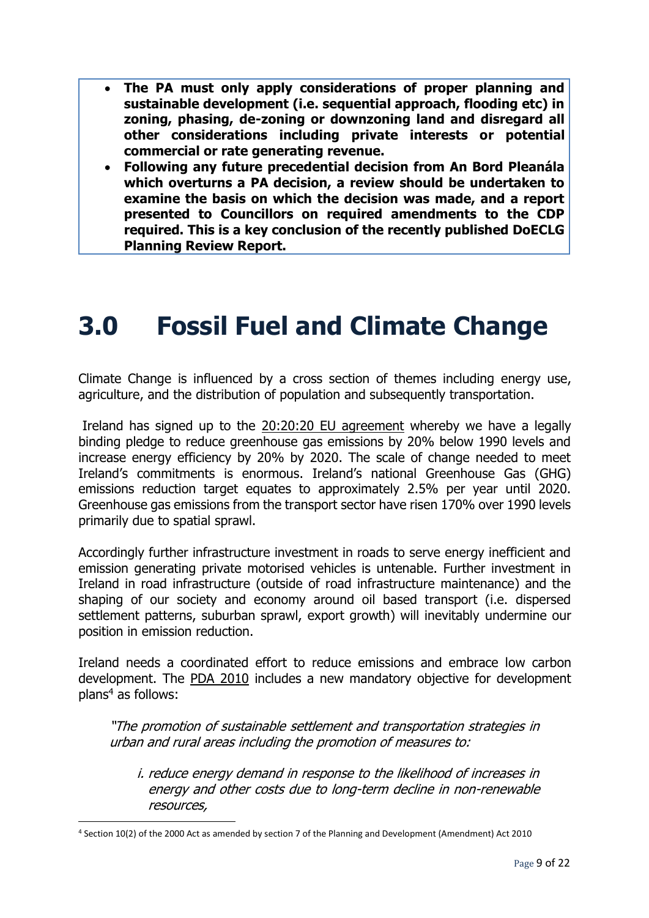- **The PA must only apply considerations of proper planning and sustainable development (i.e. sequential approach, flooding etc) in zoning, phasing, de-zoning or downzoning land and disregard all other considerations including private interests or potential commercial or rate generating revenue.**
- **Following any future precedential decision from An Bord Pleanála which overturns a PA decision, a review should be undertaken to examine the basis on which the decision was made, and a report presented to Councillors on required amendments to the CDP required. This is a key conclusion of the recently published DoECLG Planning Review Report.**

# 3.0 Fossil Fuel and Climate Change

Climate Change is influenced by a cross section of themes including energy use, agriculture, and the distribution of population and subsequently transportation.

Ireland has signed up to the 20:20:20 EU agreement whereby we have a legally binding pledge to reduce greenhouse gas emissions by 20% below 1990 levels and increase energy efficiency by 20% by 2020. The scale of change needed to meet Ireland's commitments is enormous. Ireland's national Greenhouse Gas (GHG) emissions reduction target equates to approximately 2.5% per year until 2020. Greenhouse gas emissions from the transport sector have risen 170% over 1990 levels primarily due to spatial sprawl.

Accordingly further infrastructure investment in roads to serve energy inefficient and emission generating private motorised vehicles is untenable. Further investment in Ireland in road infrastructure (outside of road infrastructure maintenance) and the shaping of our society and economy around oil based transport (i.e. dispersed settlement patterns, suburban sprawl, export growth) will inevitably undermine our position in emission reduction.

Ireland needs a coordinated effort to reduce emissions and embrace low carbon development. The PDA 2010 includes a new mandatory objective for development plans[4] as follows:

> *"The promotion of sustainable settlement and transportation strategies in urban and rural areas including the promotion of measures to:*
>
> *i. reduce energy demand in response to the likelihood of increases in energy and other costs due to long-term decline in non-renewable resources,*

[4] Section 10(2) of the 2000 Act as amended by section 7 of the Planning and Development (Amendment) Act 2010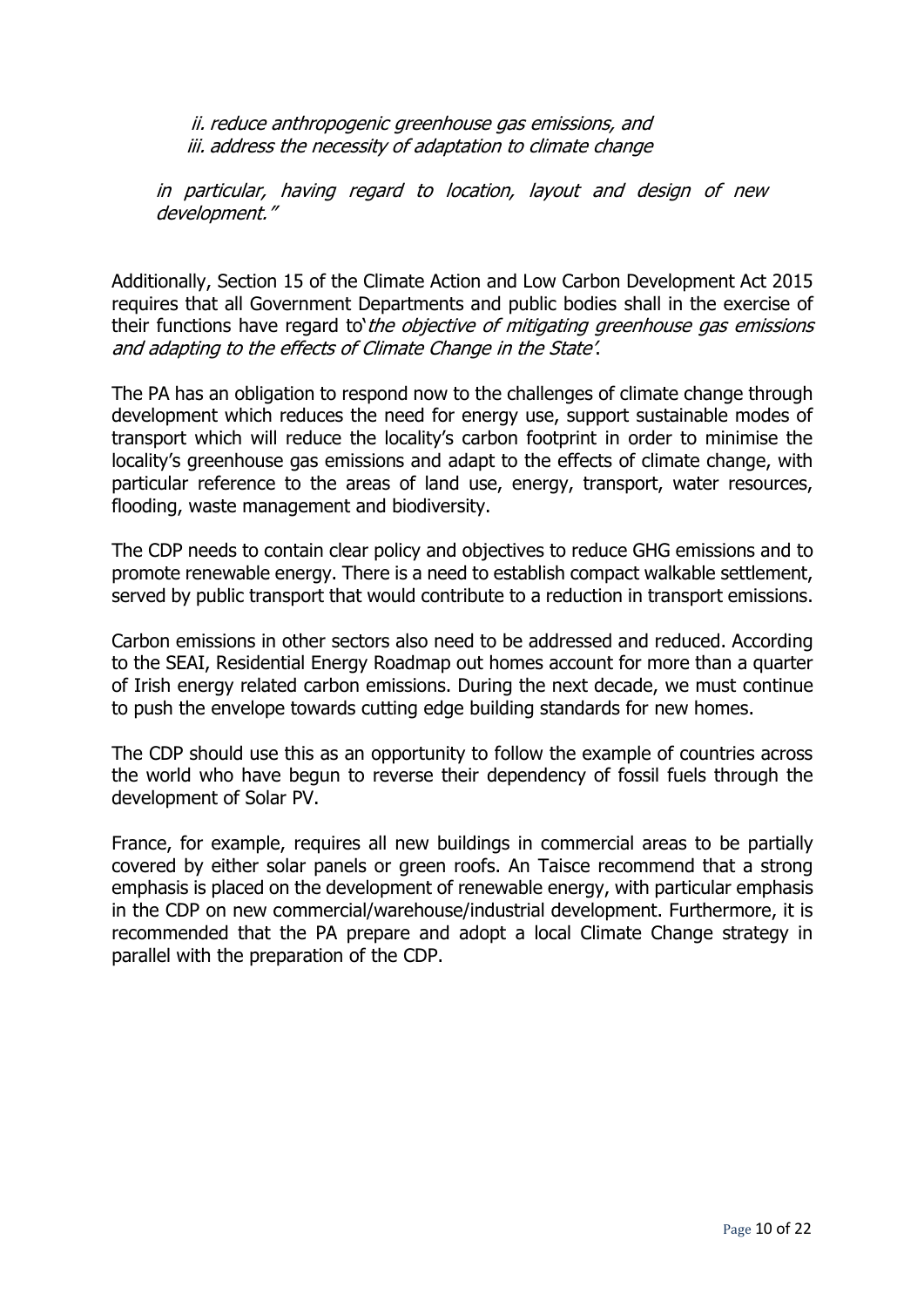*ii. reduce anthropogenic greenhouse gas emissions, and*
*iii. address the necessity of adaptation to climate change*

*in particular, having regard to location, layout and design of new development."*

Additionally, Section 15 of the Climate Action and Low Carbon Development Act 2015 requires that all Government Departments and public bodies shall in the exercise of their functions have regard to'*the objective of mitigating greenhouse gas emissions and adapting to the effects of Climate Change in the State'*.

The PA has an obligation to respond now to the challenges of climate change through development which reduces the need for energy use, support sustainable modes of transport which will reduce the locality's carbon footprint in order to minimise the locality's greenhouse gas emissions and adapt to the effects of climate change, with particular reference to the areas of land use, energy, transport, water resources, flooding, waste management and biodiversity.

The CDP needs to contain clear policy and objectives to reduce GHG emissions and to promote renewable energy. There is a need to establish compact walkable settlement, served by public transport that would contribute to a reduction in transport emissions.

Carbon emissions in other sectors also need to be addressed and reduced. According to the SEAI, Residential Energy Roadmap out homes account for more than a quarter of Irish energy related carbon emissions. During the next decade, we must continue to push the envelope towards cutting edge building standards for new homes.

The CDP should use this as an opportunity to follow the example of countries across the world who have begun to reverse their dependency of fossil fuels through the development of Solar PV.

France, for example, requires all new buildings in commercial areas to be partially covered by either solar panels or green roofs. An Taisce recommend that a strong emphasis is placed on the development of renewable energy, with particular emphasis in the CDP on new commercial/warehouse/industrial development. Furthermore, it is recommended that the PA prepare and adopt a local Climate Change strategy in parallel with the preparation of the CDP.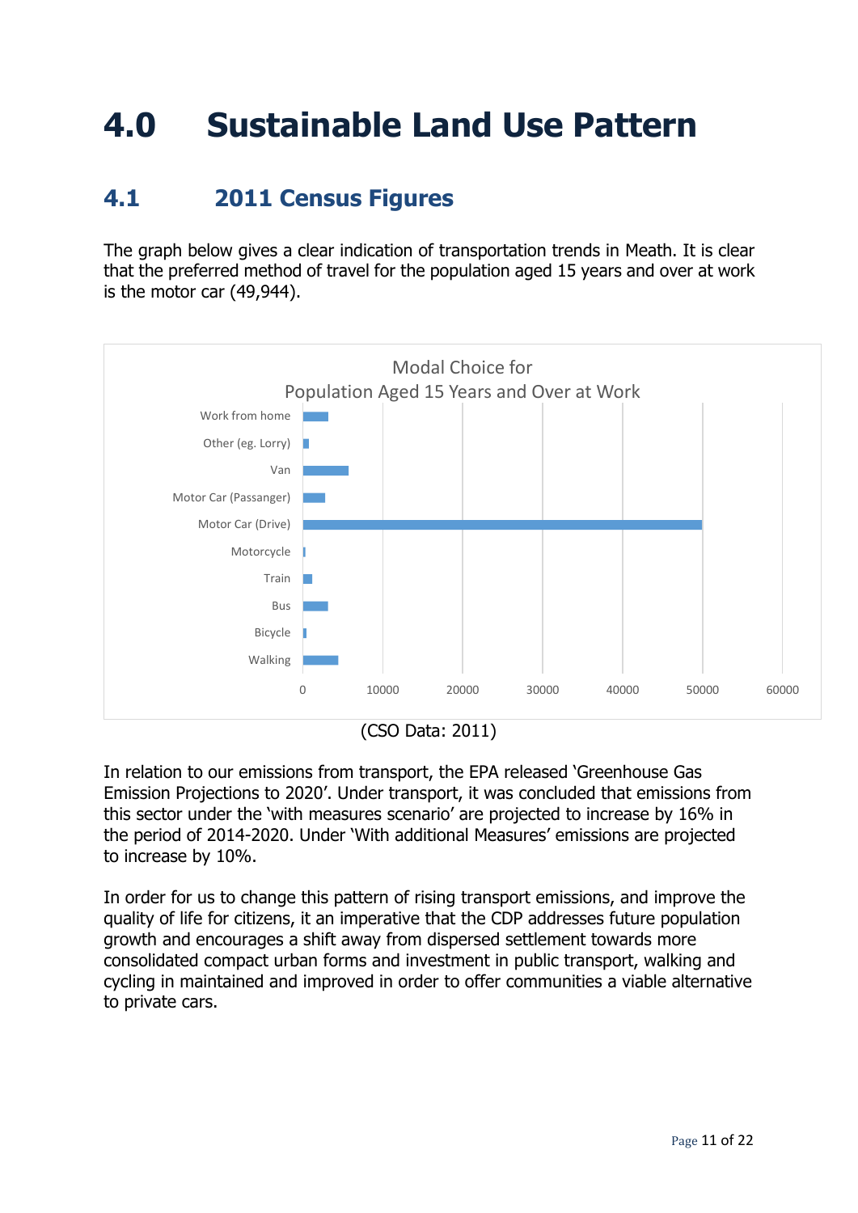# 4.0 Sustainable Land Use Pattern

## 4.1 2011 Census Figures

The graph below gives a clear indication of transportation trends in Meath. It is clear that the preferred method of travel for the population aged 15 years and over at work is the motor car (49,944).

Modal Choice for Population Aged 15 Years and Over at Work

(CSO Data: 2011)

In relation to our emissions from transport, the EPA released 'Greenhouse Gas Emission Projections to 2020'. Under transport, it was concluded that emissions from this sector under the 'with measures scenario' are projected to increase by 16% in the period of 2014-2020. Under 'With additional Measures' emissions are projected to increase by 10%.

In order for us to change this pattern of rising transport emissions, and improve the quality of life for citizens, it an imperative that the CDP addresses future population growth and encourages a shift away from dispersed settlement towards more consolidated compact urban forms and investment in public transport, walking and cycling in maintained and improved in order to offer communities a viable alternative to private cars.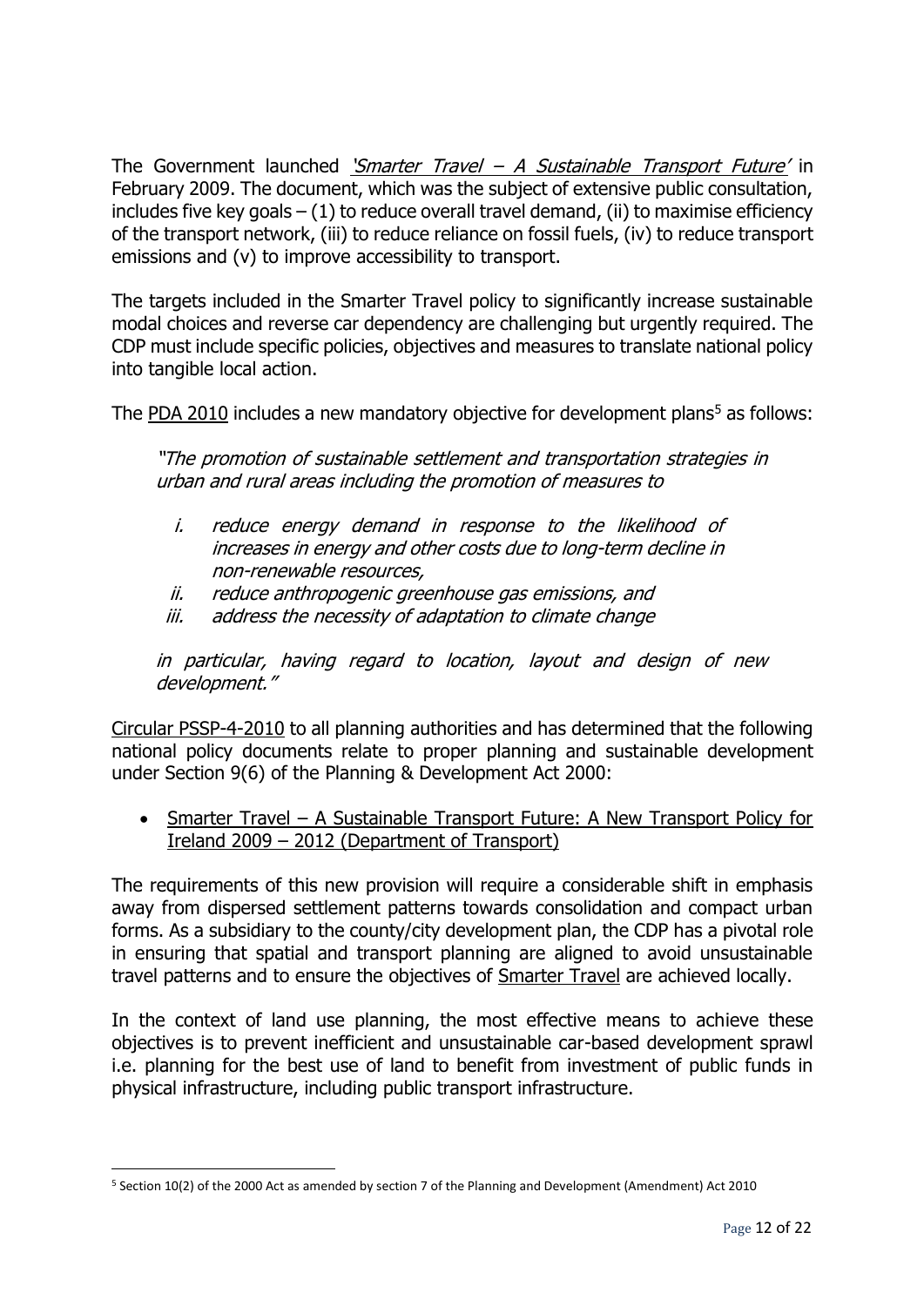The Government launched *'Smarter Travel – A Sustainable Transport Future'* in February 2009. The document, which was the subject of extensive public consultation, includes five key goals – (1) to reduce overall travel demand, (ii) to maximise efficiency of the transport network, (iii) to reduce reliance on fossil fuels, (iv) to reduce transport emissions and (v) to improve accessibility to transport.

The targets included in the Smarter Travel policy to significantly increase sustainable modal choices and reverse car dependency are challenging but urgently required. The CDP must include specific policies, objectives and measures to translate national policy into tangible local action.

The PDA 2010 includes a new mandatory objective for development plans[5] as follows:

> *"The promotion of sustainable settlement and transportation strategies in urban and rural areas including the promotion of measures to*
>
> *i. reduce energy demand in response to the likelihood of increases in energy and other costs due to long-term decline in non-renewable resources,*
> *ii. reduce anthropogenic greenhouse gas emissions, and*
> *iii. address the necessity of adaptation to climate change*
>
> *in particular, having regard to location, layout and design of new development."*

Circular PSSP-4-2010 to all planning authorities and has determined that the following national policy documents relate to proper planning and sustainable development under Section 9(6) of the Planning & Development Act 2000:

- Smarter Travel – A Sustainable Transport Future: A New Transport Policy for Ireland 2009 – 2012 (Department of Transport)

The requirements of this new provision will require a considerable shift in emphasis away from dispersed settlement patterns towards consolidation and compact urban forms. As a subsidiary to the county/city development plan, the CDP has a pivotal role in ensuring that spatial and transport planning are aligned to avoid unsustainable travel patterns and to ensure the objectives of Smarter Travel are achieved locally.

In the context of land use planning, the most effective means to achieve these objectives is to prevent inefficient and unsustainable car-based development sprawl i.e. planning for the best use of land to benefit from investment of public funds in physical infrastructure, including public transport infrastructure.

---

[5] Section 10(2) of the 2000 Act as amended by section 7 of the Planning and Development (Amendment) Act 2010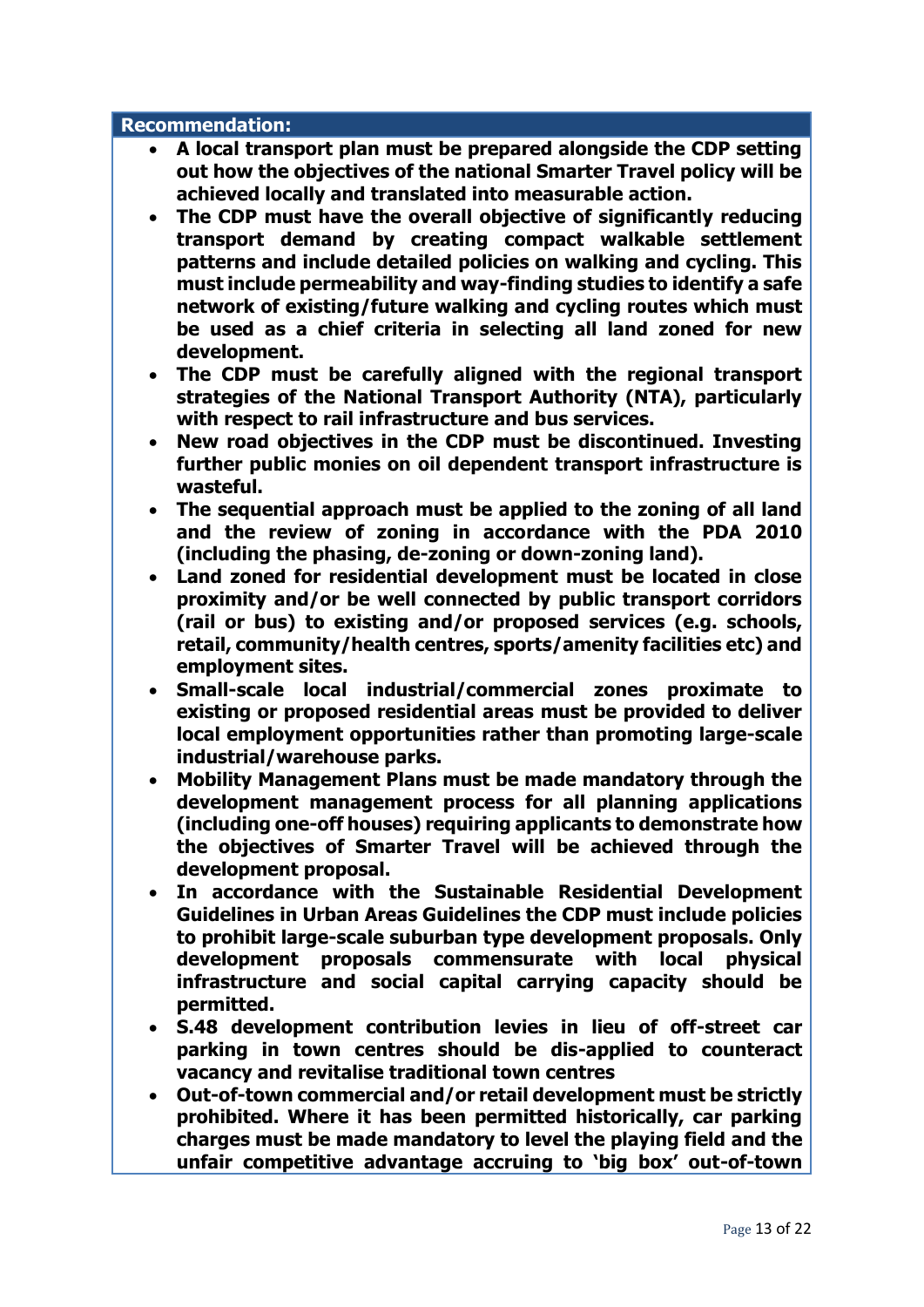**Recommendation:**

- **A local transport plan must be prepared alongside the CDP setting out how the objectives of the national Smarter Travel policy will be achieved locally and translated into measurable action.**
- **The CDP must have the overall objective of significantly reducing transport demand by creating compact walkable settlement patterns and include detailed policies on walking and cycling. This must include permeability and way-finding studies to identify a safe network of existing/future walking and cycling routes which must be used as a chief criteria in selecting all land zoned for new development.**
- **The CDP must be carefully aligned with the regional transport strategies of the National Transport Authority (NTA), particularly with respect to rail infrastructure and bus services.**
- **New road objectives in the CDP must be discontinued. Investing further public monies on oil dependent transport infrastructure is wasteful.**
- **The sequential approach must be applied to the zoning of all land and the review of zoning in accordance with the PDA 2010 (including the phasing, de-zoning or down-zoning land).**
- **Land zoned for residential development must be located in close proximity and/or be well connected by public transport corridors (rail or bus) to existing and/or proposed services (e.g. schools, retail, community/health centres, sports/amenity facilities etc) and employment sites.**
- **Small-scale local industrial/commercial zones proximate to existing or proposed residential areas must be provided to deliver local employment opportunities rather than promoting large-scale industrial/warehouse parks.**
- **Mobility Management Plans must be made mandatory through the development management process for all planning applications (including one-off houses) requiring applicants to demonstrate how the objectives of Smarter Travel will be achieved through the development proposal.**
- **In accordance with the Sustainable Residential Development Guidelines in Urban Areas Guidelines the CDP must include policies to prohibit large-scale suburban type development proposals. Only development proposals commensurate with local physical infrastructure and social capital carrying capacity should be permitted.**
- **S.48 development contribution levies in lieu of off-street car parking in town centres should be dis-applied to counteract vacancy and revitalise traditional town centres**
- **Out-of-town commercial and/or retail development must be strictly prohibited. Where it has been permitted historically, car parking charges must be made mandatory to level the playing field and the unfair competitive advantage accruing to 'big box' out-of-town**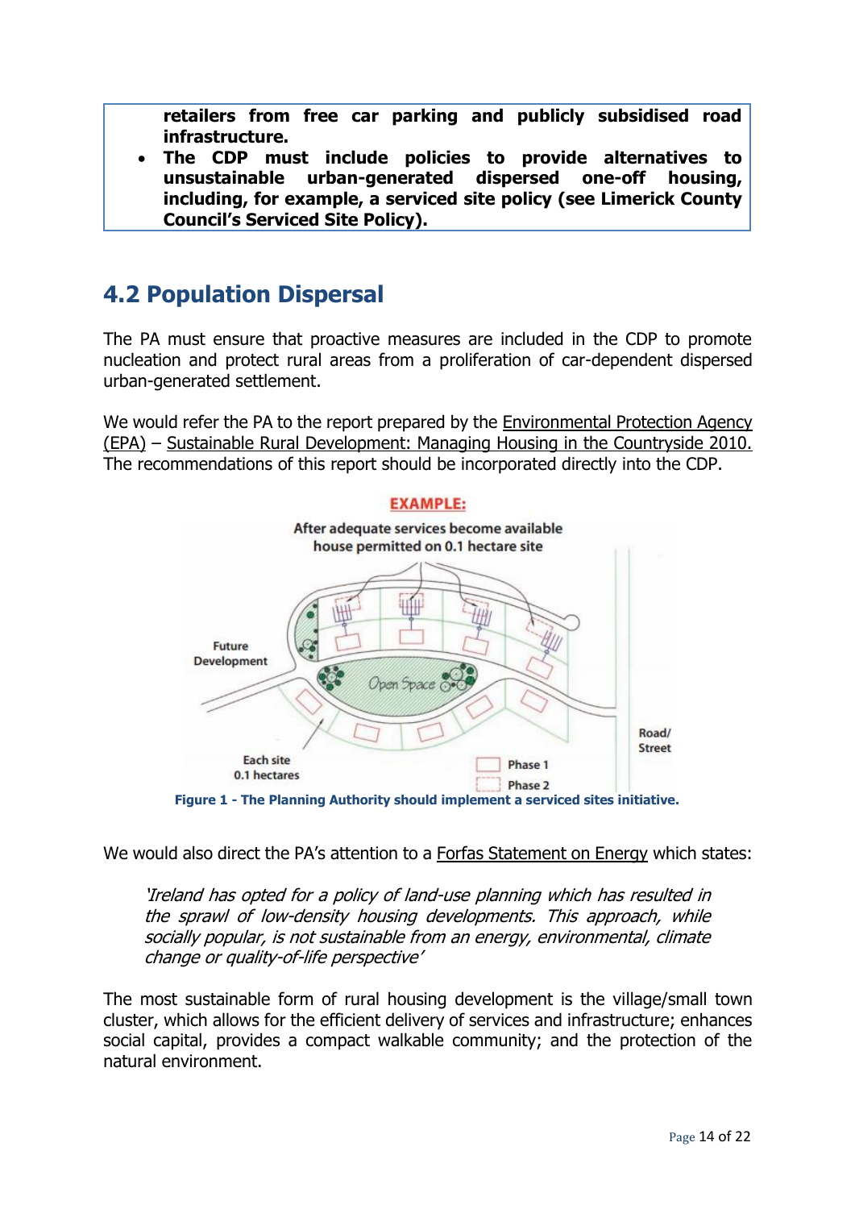- **retailers from free car parking and publicly subsidised road infrastructure.**
- **The CDP must include policies to provide alternatives to unsustainable urban-generated dispersed one-off housing, including, for example, a serviced site policy (see Limerick County Council's Serviced Site Policy).**

## 4.2 Population Dispersal

The PA must ensure that proactive measures are included in the CDP to promote nucleation and protect rural areas from a proliferation of car-dependent dispersed urban-generated settlement.

We would refer the PA to the report prepared by the Environmental Protection Agency (EPA) – Sustainable Rural Development: Managing Housing in the Countryside 2010. The recommendations of this report should be incorporated directly into the CDP.

**Figure 1 - The Planning Authority should implement a serviced sites initiative.**

We would also direct the PA's attention to a Forfas Statement on Energy which states:

> *'Ireland has opted for a policy of land-use planning which has resulted in the sprawl of low-density housing developments. This approach, while socially popular, is not sustainable from an energy, environmental, climate change or quality-of-life perspective'*

The most sustainable form of rural housing development is the village/small town cluster, which allows for the efficient delivery of services and infrastructure; enhances social capital, provides a compact walkable community; and the protection of the natural environment.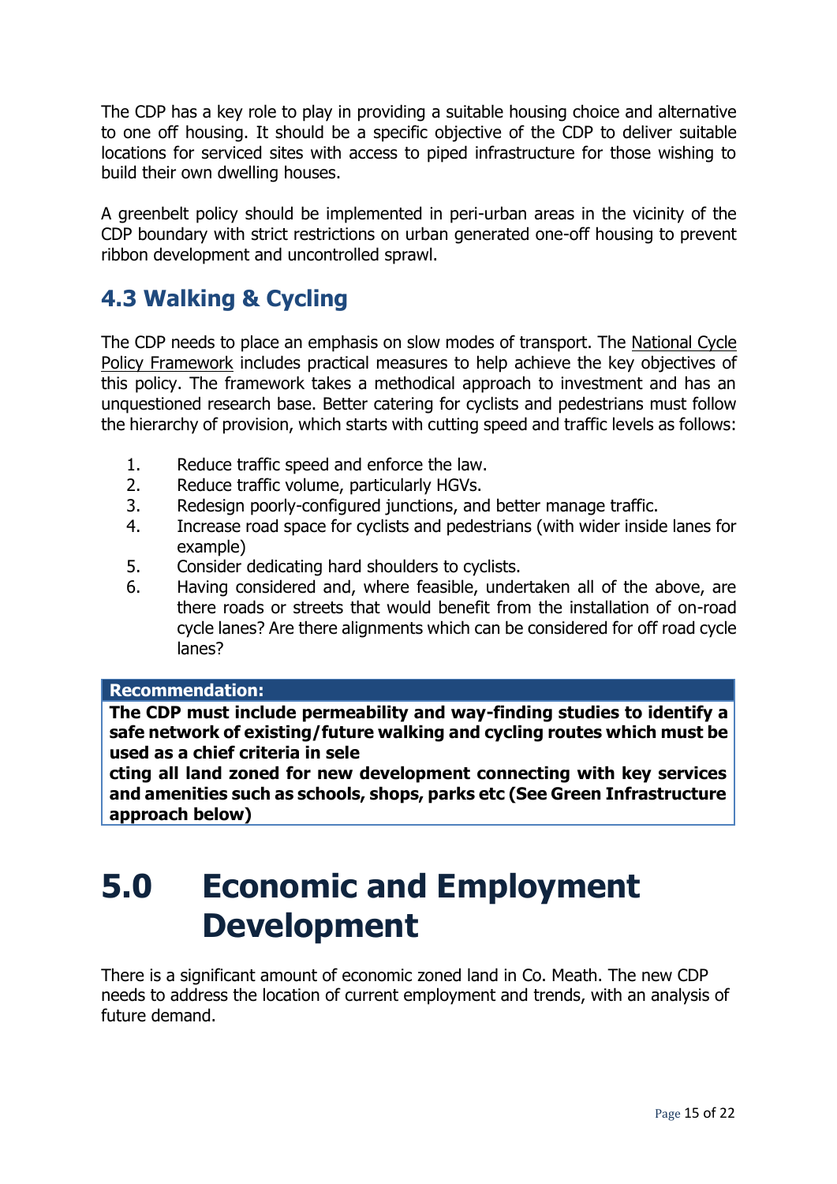The CDP has a key role to play in providing a suitable housing choice and alternative to one off housing. It should be a specific objective of the CDP to deliver suitable locations for serviced sites with access to piped infrastructure for those wishing to build their own dwelling houses.

A greenbelt policy should be implemented in peri-urban areas in the vicinity of the CDP boundary with strict restrictions on urban generated one-off housing to prevent ribbon development and uncontrolled sprawl.

## 4.3 Walking & Cycling

The CDP needs to place an emphasis on slow modes of transport. The National Cycle Policy Framework includes practical measures to help achieve the key objectives of this policy. The framework takes a methodical approach to investment and has an unquestioned research base. Better catering for cyclists and pedestrians must follow the hierarchy of provision, which starts with cutting speed and traffic levels as follows:

1. Reduce traffic speed and enforce the law.
2. Reduce traffic volume, particularly HGVs.
3. Redesign poorly-configured junctions, and better manage traffic.
4. Increase road space for cyclists and pedestrians (with wider inside lanes for example)
5. Consider dedicating hard shoulders to cyclists.
6. Having considered and, where feasible, undertaken all of the above, are there roads or streets that would benefit from the installation of on-road cycle lanes? Are there alignments which can be considered for off road cycle lanes?

**Recommendation:**

**The CDP must include permeability and way-finding studies to identify a safe network of existing/future walking and cycling routes which must be used as a chief criteria in selecting all land zoned for new development connecting with key services and amenities such as schools, shops, parks etc (See Green Infrastructure approach below)**

# 5.0 Economic and Employment Development

There is a significant amount of economic zoned land in Co. Meath. The new CDP needs to address the location of current employment and trends, with an analysis of future demand.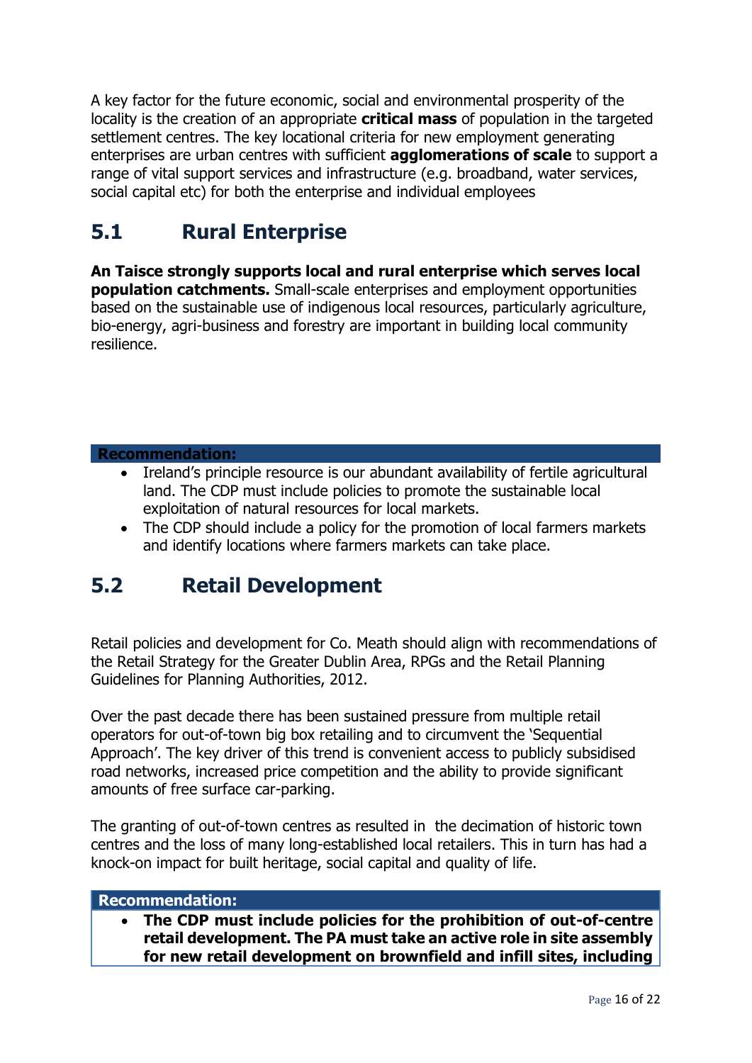A key factor for the future economic, social and environmental prosperity of the locality is the creation of an appropriate **critical mass** of population in the targeted settlement centres. The key locational criteria for new employment generating enterprises are urban centres with sufficient **agglomerations of scale** to support a range of vital support services and infrastructure (e.g. broadband, water services, social capital etc) for both the enterprise and individual employees

## 5.1 Rural Enterprise

**An Taisce strongly supports local and rural enterprise which serves local population catchments.** Small-scale enterprises and employment opportunities based on the sustainable use of indigenous local resources, particularly agriculture, bio-energy, agri-business and forestry are important in building local community resilience.

**Recommendation:**

- Ireland's principle resource is our abundant availability of fertile agricultural land. The CDP must include policies to promote the sustainable local exploitation of natural resources for local markets.
- The CDP should include a policy for the promotion of local farmers markets and identify locations where farmers markets can take place.

## 5.2 Retail Development

Retail policies and development for Co. Meath should align with recommendations of the Retail Strategy for the Greater Dublin Area, RPGs and the Retail Planning Guidelines for Planning Authorities, 2012.

Over the past decade there has been sustained pressure from multiple retail operators for out-of-town big box retailing and to circumvent the 'Sequential Approach'. The key driver of this trend is convenient access to publicly subsidised road networks, increased price competition and the ability to provide significant amounts of free surface car-parking.

The granting of out-of-town centres as resulted in the decimation of historic town centres and the loss of many long-established local retailers. This in turn has had a knock-on impact for built heritage, social capital and quality of life.

**Recommendation:**

- **The CDP must include policies for the prohibition of out-of-centre retail development. The PA must take an active role in site assembly for new retail development on brownfield and infill sites, including**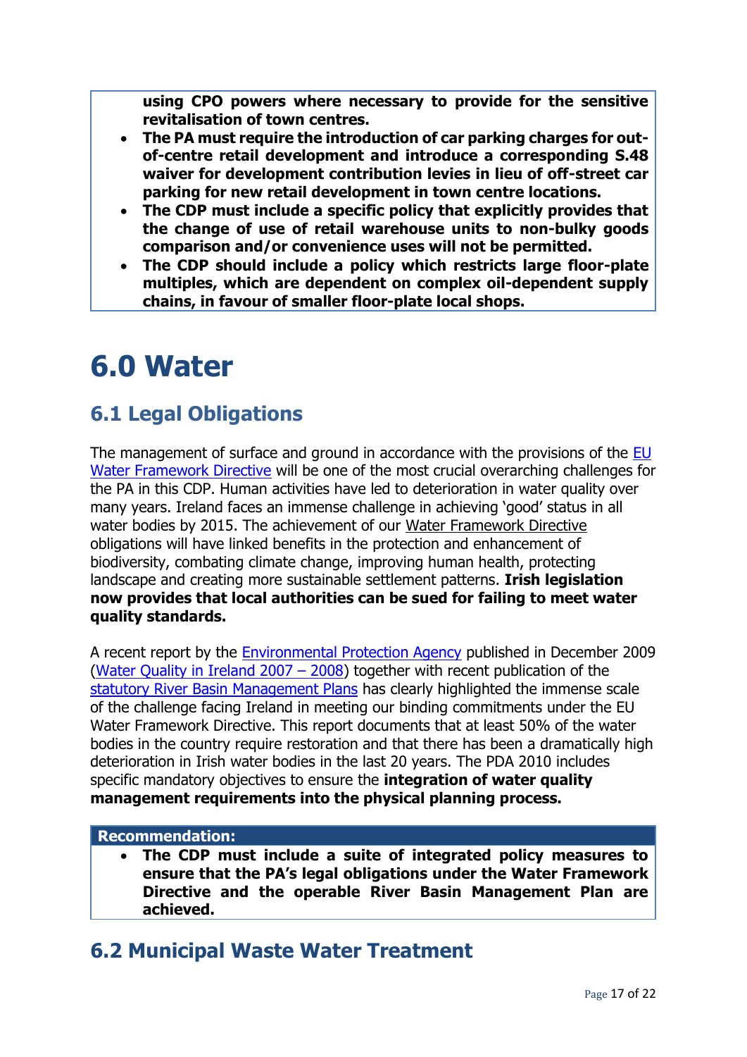using CPO powers where necessary to provide for the sensitive revitalisation of town centres.**

- **The PA must require the introduction of car parking charges for out-of-centre retail development and introduce a corresponding S.48 waiver for development contribution levies in lieu of off-street car parking for new retail development in town centre locations.**
- **The CDP must include a specific policy that explicitly provides that the change of use of retail warehouse units to non-bulky goods comparison and/or convenience uses will not be permitted.**
- **The CDP should include a policy which restricts large floor-plate multiples, which are dependent on complex oil-dependent supply chains, in favour of smaller floor-plate local shops.**

# 6.0 Water

## 6.1 Legal Obligations

The management of surface and ground in accordance with the provisions of the EU Water Framework Directive will be one of the most crucial overarching challenges for the PA in this CDP. Human activities have led to deterioration in water quality over many years. Ireland faces an immense challenge in achieving 'good' status in all water bodies by 2015. The achievement of our Water Framework Directive obligations will have linked benefits in the protection and enhancement of biodiversity, combating climate change, improving human health, protecting landscape and creating more sustainable settlement patterns. **Irish legislation now provides that local authorities can be sued for failing to meet water quality standards.**

A recent report by the Environmental Protection Agency published in December 2009 (Water Quality in Ireland 2007 – 2008) together with recent publication of the statutory River Basin Management Plans has clearly highlighted the immense scale of the challenge facing Ireland in meeting our binding commitments under the EU Water Framework Directive. This report documents that at least 50% of the water bodies in the country require restoration and that there has been a dramatically high deterioration in Irish water bodies in the last 20 years. The PDA 2010 includes specific mandatory objectives to ensure the **integration of water quality management requirements into the physical planning process.**

**Recommendation:**

- **The CDP must include a suite of integrated policy measures to ensure that the PA's legal obligations under the Water Framework Directive and the operable River Basin Management Plan are achieved.**

## 6.2 Municipal Waste Water Treatment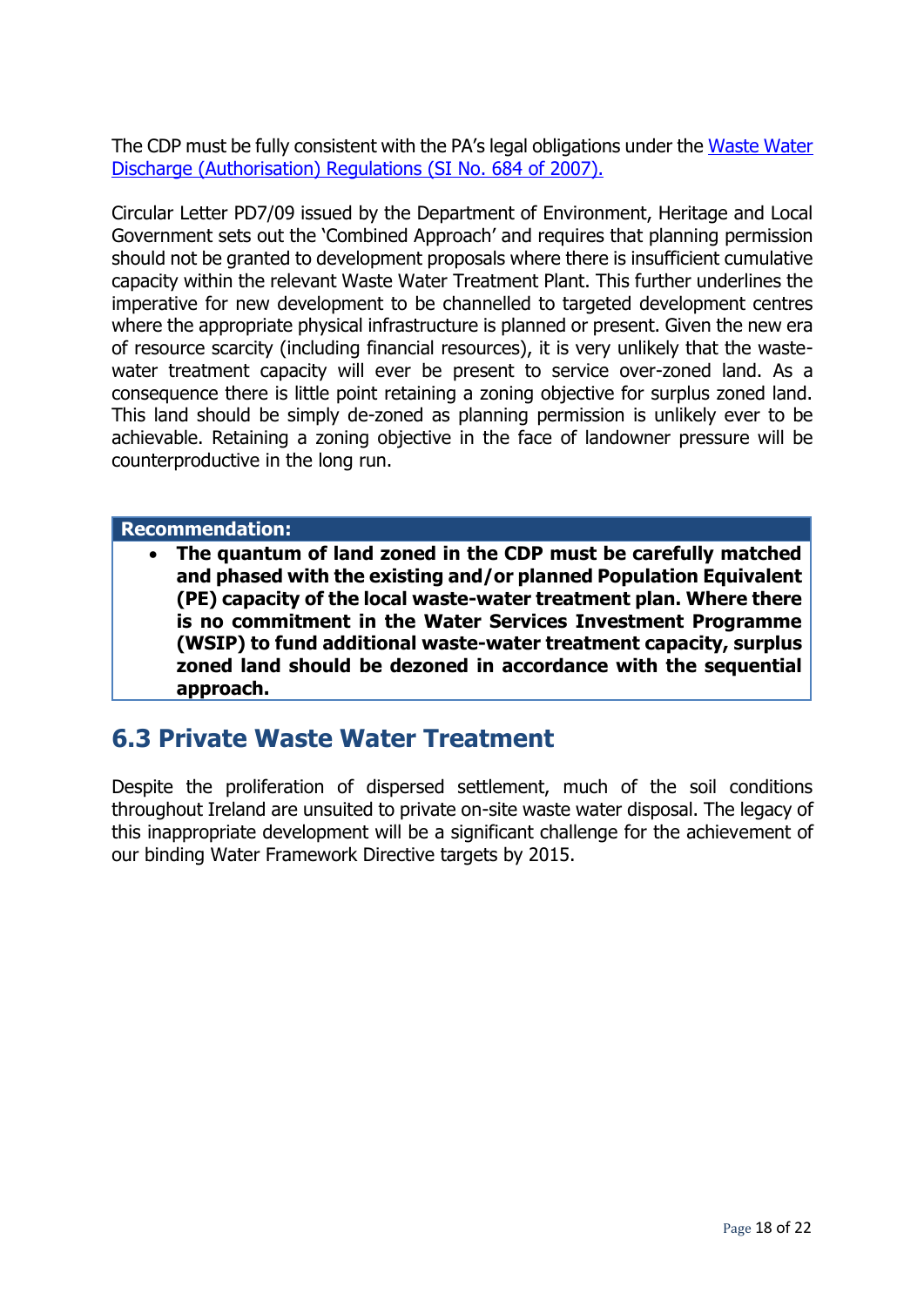The CDP must be fully consistent with the PA's legal obligations under the [Waste Water Discharge (Authorisation) Regulations (SI No. 684 of 2007).]()

Circular Letter PD7/09 issued by the Department of Environment, Heritage and Local Government sets out the 'Combined Approach' and requires that planning permission should not be granted to development proposals where there is insufficient cumulative capacity within the relevant Waste Water Treatment Plant. This further underlines the imperative for new development to be channelled to targeted development centres where the appropriate physical infrastructure is planned or present. Given the new era of resource scarcity (including financial resources), it is very unlikely that the waste-water treatment capacity will ever be present to service over-zoned land. As a consequence there is little point retaining a zoning objective for surplus zoned land. This land should be simply de-zoned as planning permission is unlikely ever to be achievable. Retaining a zoning objective in the face of landowner pressure will be counterproductive in the long run.

**Recommendation:**

- **The quantum of land zoned in the CDP must be carefully matched and phased with the existing and/or planned Population Equivalent (PE) capacity of the local waste-water treatment plan. Where there is no commitment in the Water Services Investment Programme (WSIP) to fund additional waste-water treatment capacity, surplus zoned land should be dezoned in accordance with the sequential approach.**

## 6.3 Private Waste Water Treatment

Despite the proliferation of dispersed settlement, much of the soil conditions throughout Ireland are unsuited to private on-site waste water disposal. The legacy of this inappropriate development will be a significant challenge for the achievement of our binding Water Framework Directive targets by 2015.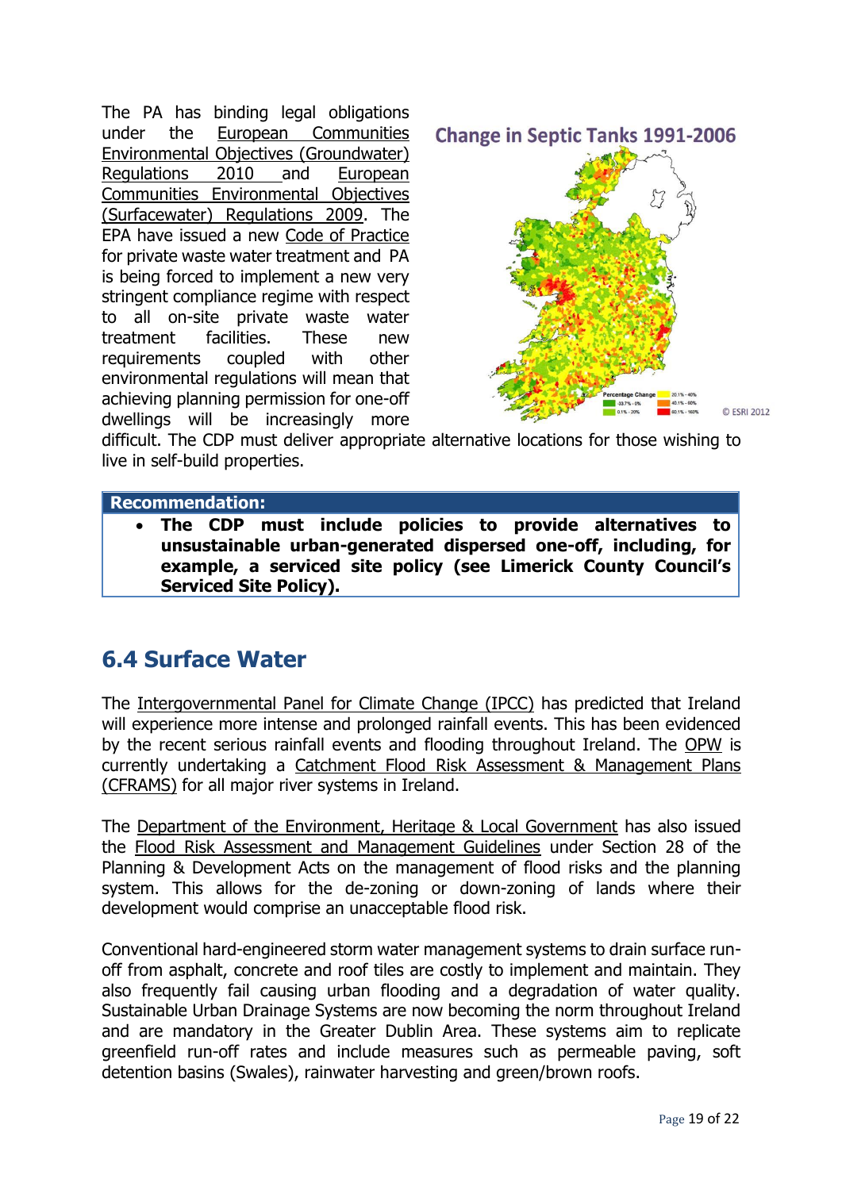The PA has binding legal obligations under the European Communities Environmental Objectives (Groundwater) Regulations 2010 and European Communities Environmental Objectives (Surfacewater) Regulations 2009. The EPA have issued a new Code of Practice for private waste water treatment and PA is being forced to implement a new very stringent compliance regime with respect to all on-site private waste water treatment facilities. These new requirements coupled with other environmental regulations will mean that achieving planning permission for one-off dwellings will be increasingly more difficult. The CDP must deliver appropriate alternative locations for those wishing to live in self-build properties.

**Change in Septic Tanks 1991-2006**

© ESRI 2012

| Recommendation: |
|---|
| • **The CDP must include policies to provide alternatives to unsustainable urban-generated dispersed one-off, including, for example, a serviced site policy (see Limerick County Council's Serviced Site Policy).** |

## 6.4 Surface Water

The Intergovernmental Panel for Climate Change (IPCC) has predicted that Ireland will experience more intense and prolonged rainfall events. This has been evidenced by the recent serious rainfall events and flooding throughout Ireland. The OPW is currently undertaking a Catchment Flood Risk Assessment & Management Plans (CFRAMS) for all major river systems in Ireland.

The Department of the Environment, Heritage & Local Government has also issued the Flood Risk Assessment and Management Guidelines under Section 28 of the Planning & Development Acts on the management of flood risks and the planning system. This allows for the de-zoning or down-zoning of lands where their development would comprise an unacceptable flood risk.

Conventional hard-engineered storm water management systems to drain surface run-off from asphalt, concrete and roof tiles are costly to implement and maintain. They also frequently fail causing urban flooding and a degradation of water quality. Sustainable Urban Drainage Systems are now becoming the norm throughout Ireland and are mandatory in the Greater Dublin Area. These systems aim to replicate greenfield run-off rates and include measures such as permeable paving, soft detention basins (Swales), rainwater harvesting and green/brown roofs.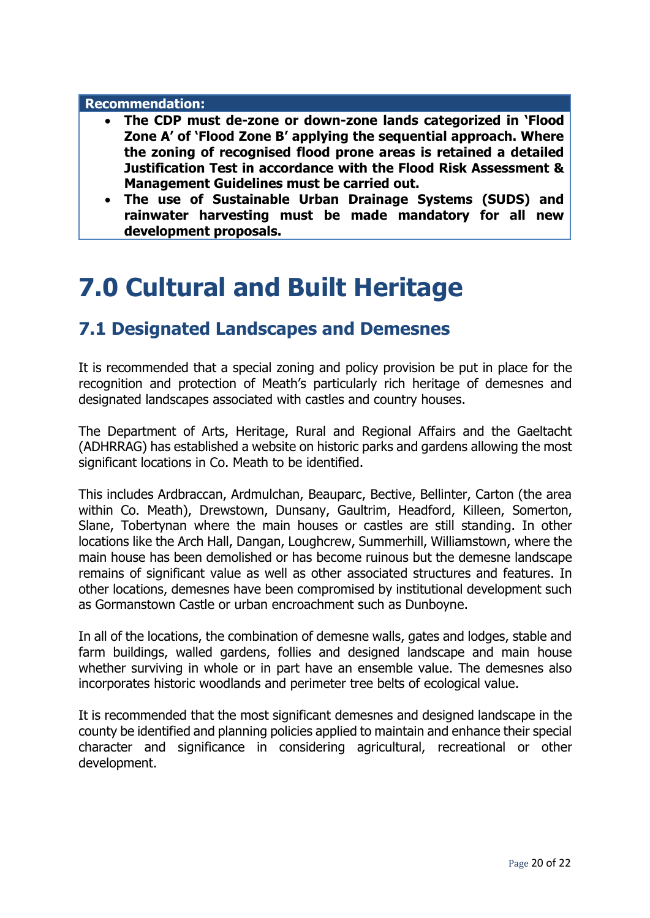**Recommendation:**

- **The CDP must de-zone or down-zone lands categorized in 'Flood Zone A' of 'Flood Zone B' applying the sequential approach. Where the zoning of recognised flood prone areas is retained a detailed Justification Test in accordance with the Flood Risk Assessment & Management Guidelines must be carried out.**
- **The use of Sustainable Urban Drainage Systems (SUDS) and rainwater harvesting must be made mandatory for all new development proposals.**

# 7.0 Cultural and Built Heritage

## 7.1 Designated Landscapes and Demesnes

It is recommended that a special zoning and policy provision be put in place for the recognition and protection of Meath's particularly rich heritage of demesnes and designated landscapes associated with castles and country houses.

The Department of Arts, Heritage, Rural and Regional Affairs and the Gaeltacht (ADHRRAG) has established a website on historic parks and gardens allowing the most significant locations in Co. Meath to be identified.

This includes Ardbraccan, Ardmulchan, Beauparc, Bective, Bellinter, Carton (the area within Co. Meath), Drewstown, Dunsany, Gaultrim, Headford, Killeen, Somerton, Slane, Tobertynan where the main houses or castles are still standing. In other locations like the Arch Hall, Dangan, Loughcrew, Summerhill, Williamstown, where the main house has been demolished or has become ruinous but the demesne landscape remains of significant value as well as other associated structures and features. In other locations, demesnes have been compromised by institutional development such as Gormanstown Castle or urban encroachment such as Dunboyne.

In all of the locations, the combination of demesne walls, gates and lodges, stable and farm buildings, walled gardens, follies and designed landscape and main house whether surviving in whole or in part have an ensemble value. The demesnes also incorporates historic woodlands and perimeter tree belts of ecological value.

It is recommended that the most significant demesnes and designed landscape in the county be identified and planning policies applied to maintain and enhance their special character and significance in considering agricultural, recreational or other development.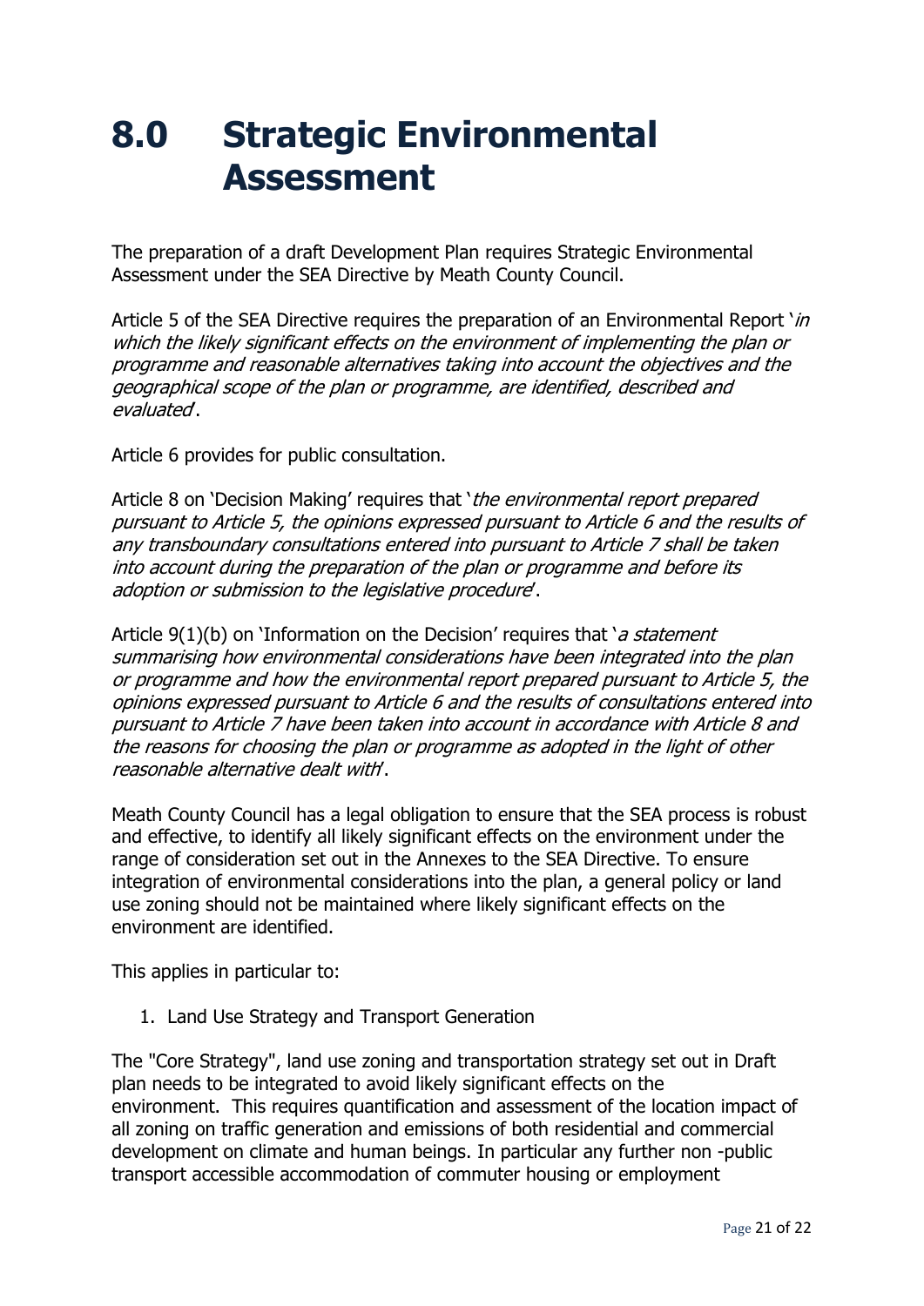# 8.0 Strategic Environmental Assessment

The preparation of a draft Development Plan requires Strategic Environmental Assessment under the SEA Directive by Meath County Council.

Article 5 of the SEA Directive requires the preparation of an Environmental Report '*in which the likely significant effects on the environment of implementing the plan or programme and reasonable alternatives taking into account the objectives and the geographical scope of the plan or programme, are identified, described and evaluated*'.

Article 6 provides for public consultation.

Article 8 on 'Decision Making' requires that '*the environmental report prepared pursuant to Article 5, the opinions expressed pursuant to Article 6 and the results of any transboundary consultations entered into pursuant to Article 7 shall be taken into account during the preparation of the plan or programme and before its adoption or submission to the legislative procedure*'.

Article 9(1)(b) on 'Information on the Decision' requires that '*a statement summarising how environmental considerations have been integrated into the plan or programme and how the environmental report prepared pursuant to Article 5, the opinions expressed pursuant to Article 6 and the results of consultations entered into pursuant to Article 7 have been taken into account in accordance with Article 8 and the reasons for choosing the plan or programme as adopted in the light of other reasonable alternative dealt with*'.

Meath County Council has a legal obligation to ensure that the SEA process is robust and effective, to identify all likely significant effects on the environment under the range of consideration set out in the Annexes to the SEA Directive. To ensure integration of environmental considerations into the plan, a general policy or land use zoning should not be maintained where likely significant effects on the environment are identified.

This applies in particular to:

1. Land Use Strategy and Transport Generation

The "Core Strategy", land use zoning and transportation strategy set out in Draft plan needs to be integrated to avoid likely significant effects on the environment. This requires quantification and assessment of the location impact of all zoning on traffic generation and emissions of both residential and commercial development on climate and human beings. In particular any further non -public transport accessible accommodation of commuter housing or employment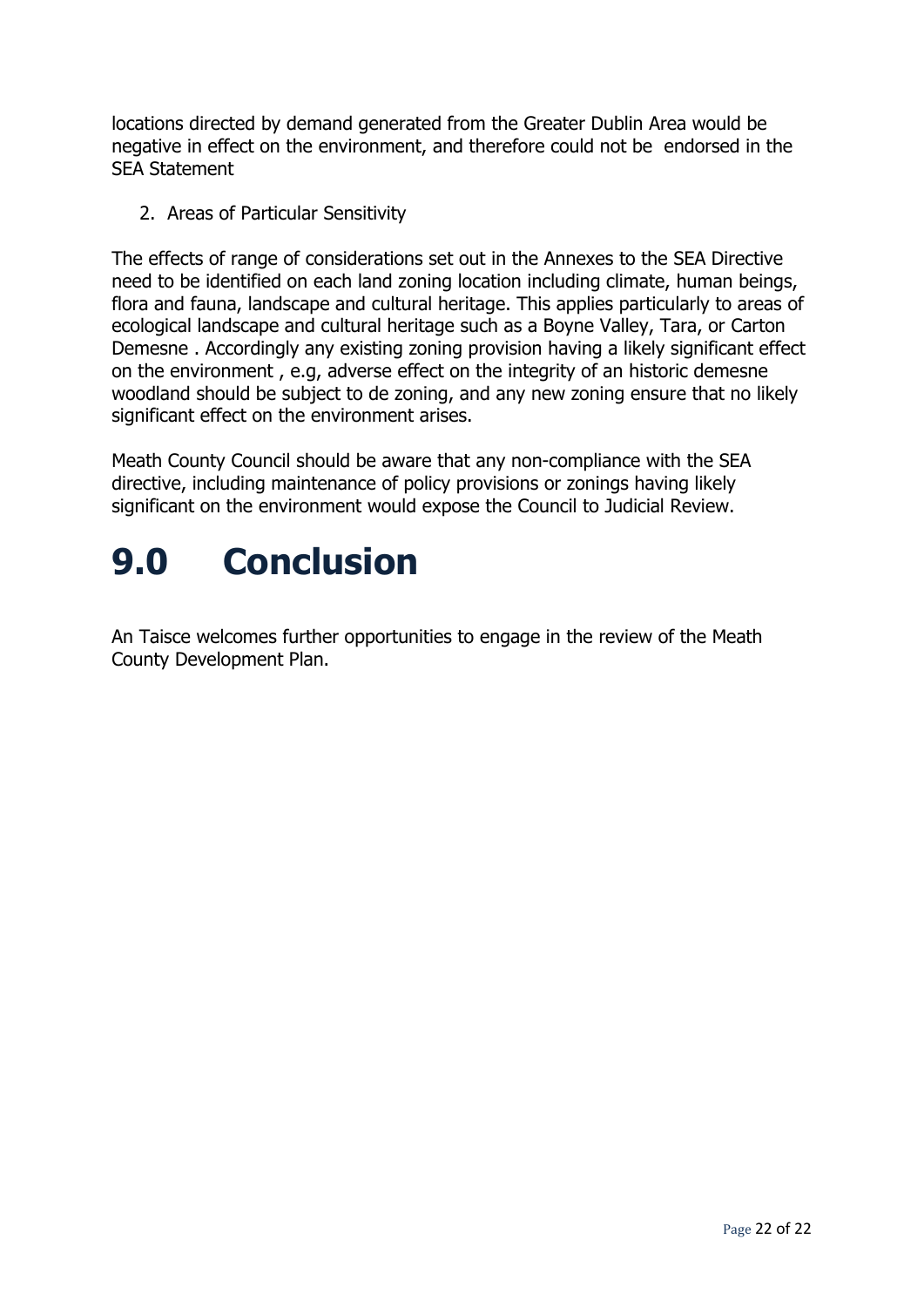locations directed by demand generated from the Greater Dublin Area would be negative in effect on the environment, and therefore could not be endorsed in the SEA Statement

2. Areas of Particular Sensitivity

The effects of range of considerations set out in the Annexes to the SEA Directive need to be identified on each land zoning location including climate, human beings, flora and fauna, landscape and cultural heritage. This applies particularly to areas of ecological landscape and cultural heritage such as a Boyne Valley, Tara, or Carton Demesne . Accordingly any existing zoning provision having a likely significant effect on the environment , e.g, adverse effect on the integrity of an historic demesne woodland should be subject to de zoning, and any new zoning ensure that no likely significant effect on the environment arises.

Meath County Council should be aware that any non-compliance with the SEA directive, including maintenance of policy provisions or zonings having likely significant on the environment would expose the Council to Judicial Review.

# 9.0 Conclusion

An Taisce welcomes further opportunities to engage in the review of the Meath County Development Plan.